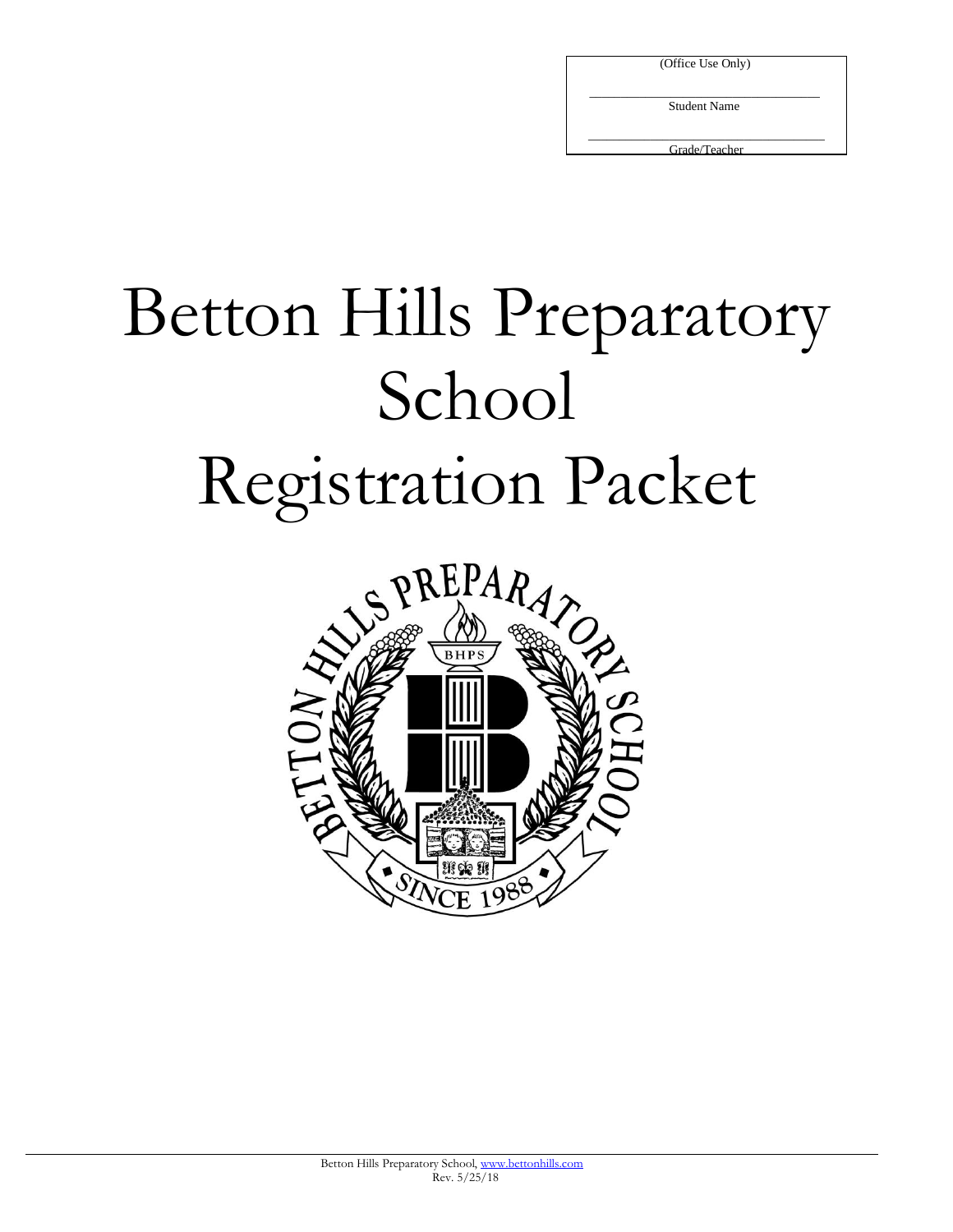(Office Use Only)

\_\_\_\_\_\_\_\_\_\_\_\_\_\_\_\_\_\_\_\_\_\_\_\_\_\_\_\_\_\_
Student Name

\_\_\_\_\_\_\_\_\_\_\_\_\_\_\_\_\_\_\_\_\_\_\_\_\_\_\_\_\_\_
Grade/Teacher

# Betton Hills Preparatory School Registration Packet

Betton Hills Preparatory School, www.bettonhills.com
Rev. 5/25/18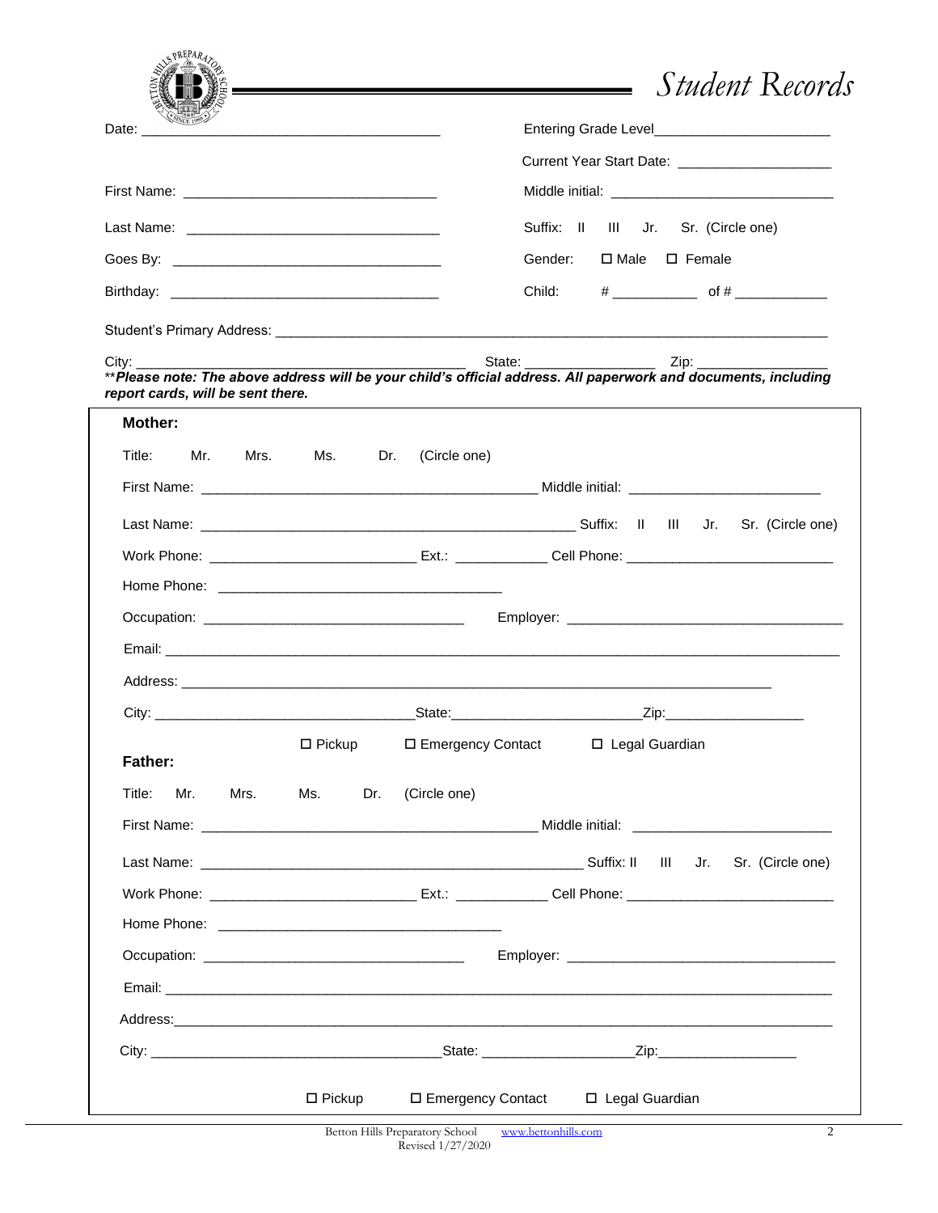# Student Records

Date: ________________________________________ Entering Grade Level______________________

Current Year Start Date: ____________________

First Name: ________________________________ Middle initial: ____________________________

Last Name: ________________________________ Suffix: II III Jr. Sr. (Circle one)

Goes By: __________________________________ Gender: ☐ Male ☐ Female

Birthday: __________________________________ Child: # __________ of # ___________

Student's Primary Address: ____________________________________________________________________________

City: __________________________________________ State: ________________ Zip: ________________

***Please note: The above address will be your child's official address. All paperwork and documents, including report cards, will be sent there.***

**Mother:**

Title: Mr. Mrs. Ms. Dr. (Circle one)

First Name: ____________________________________________ Middle initial: ________________________

Last Name: __________________________________________________ Suffix: II III Jr. Sr. (Circle one)

Work Phone: __________________________ Ext.: ____________ Cell Phone: ___________________________

Home Phone: _____________________________________

Occupation: __________________________________ Employer: ____________________________________

Email: _____________________________________________________________________________________

Address: ________________________________________________________________________________

City: __________________________________State:________________________Zip:__________________

☐ Pickup ☐ Emergency Contact ☐ Legal Guardian

**Father:**

Title: Mr. Mrs. Ms. Dr. (Circle one)

First Name: ____________________________________________ Middle initial: __________________________

Last Name: __________________________________________________ Suffix: II III Jr. Sr. (Circle one)

Work Phone: __________________________ Ext.: ____________ Cell Phone: ___________________________

Home Phone: _____________________________________

Occupation: __________________________________ Employer: __________________________________

Email: _____________________________________________________________________________________

Address:______________________________________________________________________________________

City: ______________________________________State: ____________________Zip:__________________

☐ Pickup ☐ Emergency Contact ☐ Legal Guardian

Betton Hills Preparatory School www.bettonhills.com
Revised 1/27/2020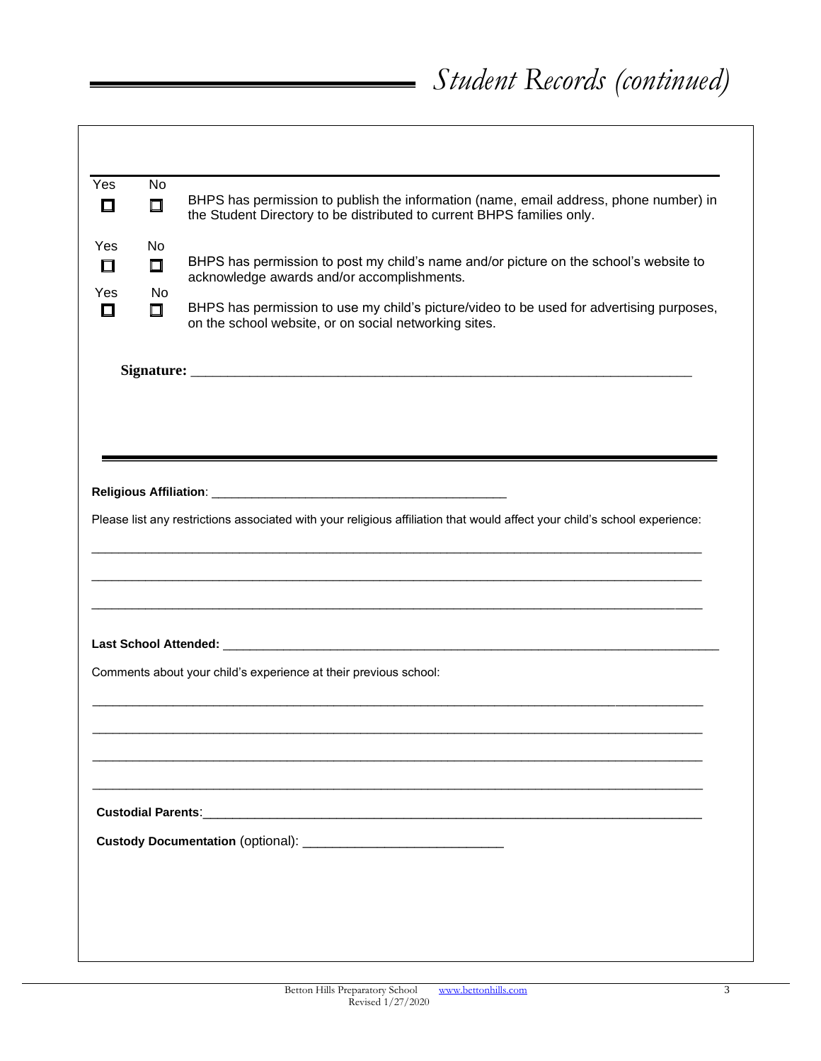# *Student Records (continued)*

| Yes | No | |
|---|---|---|
| ☐ | ☐ | BHPS has permission to publish the information (name, email address, phone number) in the Student Directory to be distributed to current BHPS families only. |
| ☐ | ☐ | BHPS has permission to post my child's name and/or picture on the school's website to acknowledge awards and/or accomplishments. |
| ☐ | ☐ | BHPS has permission to use my child's picture/video to be used for advertising purposes, on the school website, or on social networking sites. |

**Signature:** ______________________________________________________________________

---

**Religious Affiliation**: ____________________________________________

Please list any restrictions associated with your religious affiliation that would affect your child's school experience:

_____________________________________________________________________________________________

_____________________________________________________________________________________________

_____________________________________________________________________________________________

**Last School Attended:** ______________________________________________________________________________

Comments about your child's experience at their previous school:

_____________________________________________________________________________________________

_____________________________________________________________________________________________

_____________________________________________________________________________________________

_____________________________________________________________________________________________

**Custodial Parents**:___________________________________________________________________________

**Custody Documentation** (optional): _____________________________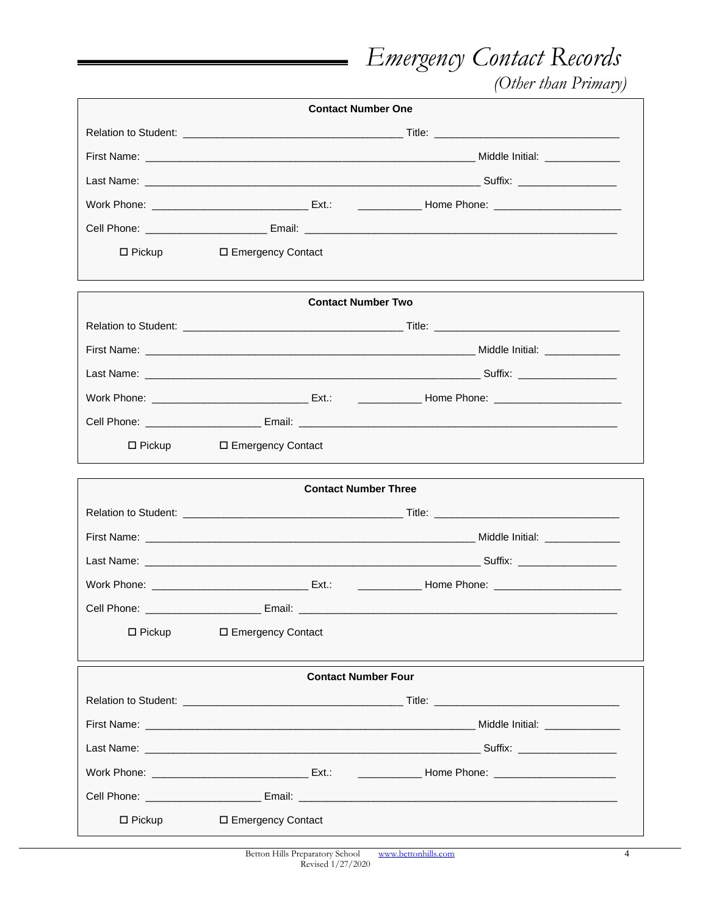# *Emergency Contact Records*

*(Other than Primary)*

**Contact Number One**

Relation to Student: ____________________________________ Title: _______________________________

First Name: _______________________________________________________ Middle Initial: _____________

Last Name: ________________________________________________________ Suffix: _________________

Work Phone: ___________________________ Ext.: ___________ Home Phone: ______________________

Cell Phone: ____________________ Email: ______________________________________________________

☐ Pickup ☐ Emergency Contact

**Contact Number Two**

Relation to Student: ____________________________________ Title: _______________________________

First Name: _______________________________________________________ Middle Initial: _____________

Last Name: ________________________________________________________ Suffix: _________________

Work Phone: ___________________________ Ext.: ___________ Home Phone: ______________________

Cell Phone: ____________________ Email: ______________________________________________________

☐ Pickup ☐ Emergency Contact

**Contact Number Three**

Relation to Student: ____________________________________ Title: _______________________________

First Name: _______________________________________________________ Middle Initial: _____________

Last Name: ________________________________________________________ Suffix: _________________

Work Phone: ___________________________ Ext.: ___________ Home Phone: ______________________

Cell Phone: ____________________ Email: ______________________________________________________

☐ Pickup ☐ Emergency Contact

**Contact Number Four**

Relation to Student: ____________________________________ Title: _______________________________

First Name: _______________________________________________________ Middle Initial: _____________

Last Name: ________________________________________________________ Suffix: _________________

Work Phone: ___________________________ Ext.: ___________ Home Phone: _____________________

Cell Phone: ____________________ Email: ______________________________________________________

☐ Pickup ☐ Emergency Contact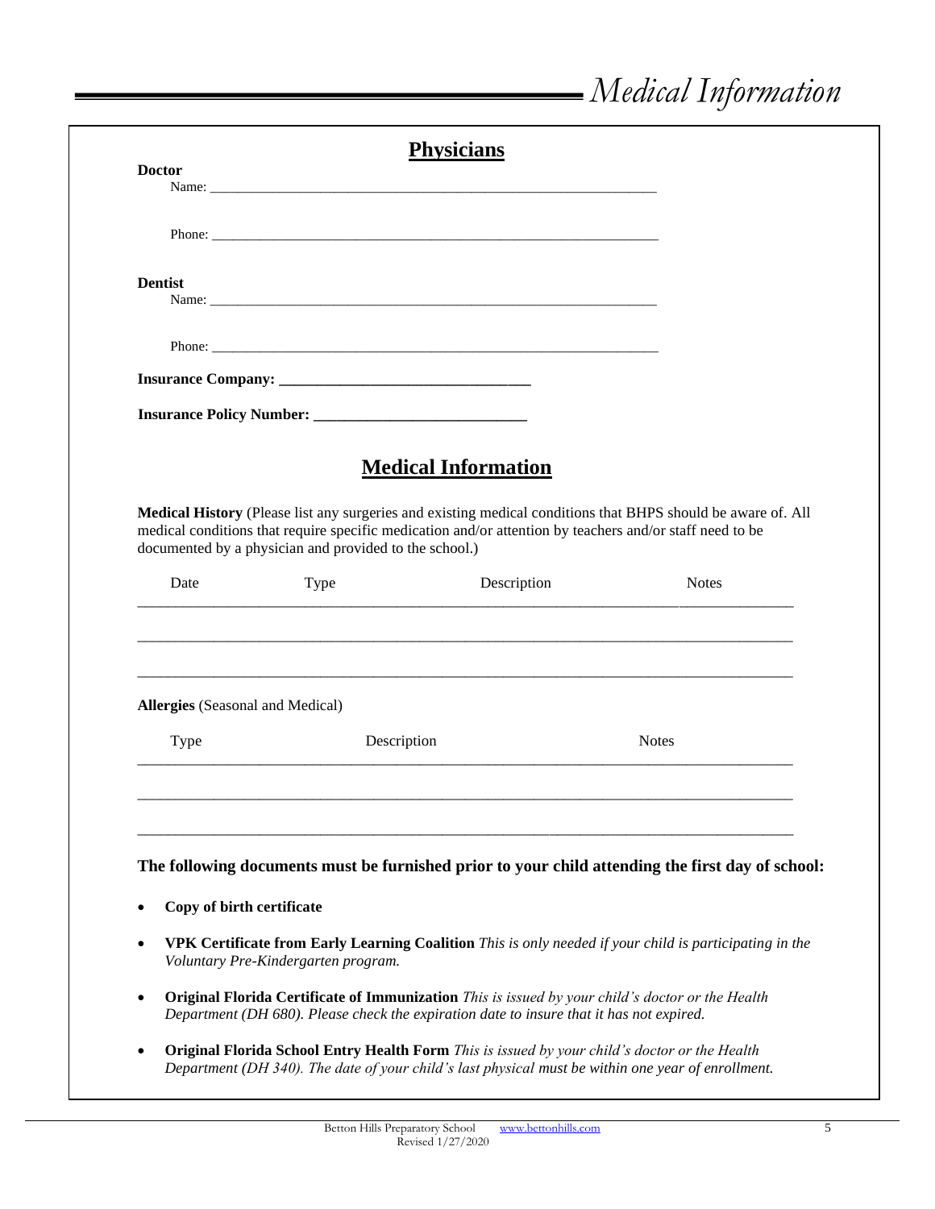# *Medical Information*

## Physicians

**Doctor**

Name: ______________________________________________________________

Phone: ______________________________________________________________

**Dentist**

Name: ______________________________________________________________

Phone: ______________________________________________________________

**Insurance Company: ________________________________**

**Insurance Policy Number: ___________________________**

## Medical Information

**Medical History** (Please list any surgeries and existing medical conditions that BHPS should be aware of. All medical conditions that require specific medication and/or attention by teachers and/or staff need to be documented by a physician and provided to the school.)

| Date | Type | Description | Notes |
|---|---|---|---|
| | | | |
| | | | |
| | | | |

**Allergies** (Seasonal and Medical)

| Type | Description | Notes |
|---|---|---|
| | | |
| | | |
| | | |

**The following documents must be furnished prior to your child attending the first day of school:**

- **Copy of birth certificate**
- **VPK Certificate from Early Learning Coalition** *This is only needed if your child is participating in the Voluntary Pre-Kindergarten program.*
- **Original Florida Certificate of Immunization** *This is issued by your child's doctor or the Health Department (DH 680). Please check the expiration date to insure that it has not expired.*
- **Original Florida School Entry Health Form** *This is issued by your child's doctor or the Health Department (DH 340). The date of your child's last physical must be within one year of enrollment.*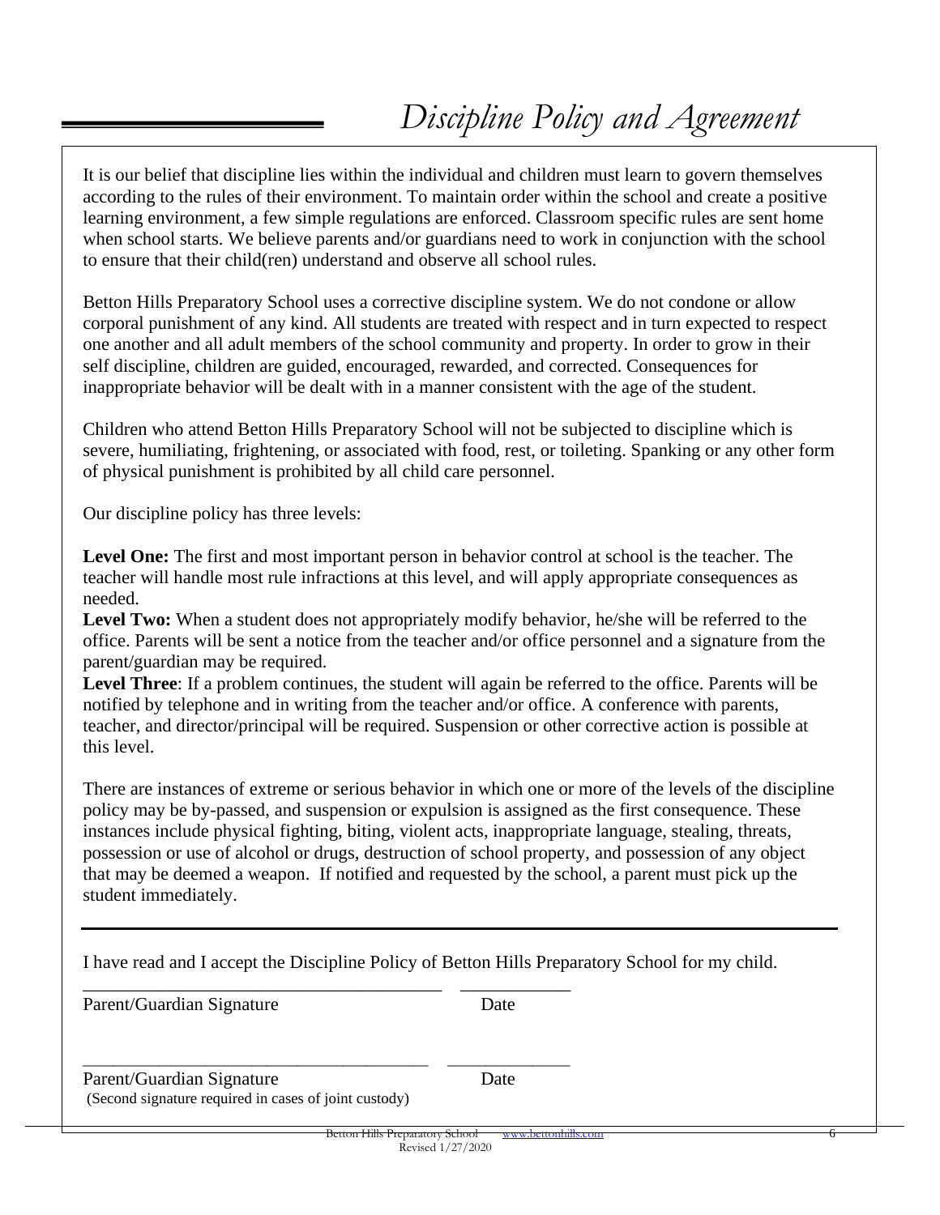# *Discipline Policy and Agreement*

It is our belief that discipline lies within the individual and children must learn to govern themselves according to the rules of their environment. To maintain order within the school and create a positive learning environment, a few simple regulations are enforced. Classroom specific rules are sent home when school starts. We believe parents and/or guardians need to work in conjunction with the school to ensure that their child(ren) understand and observe all school rules.

Betton Hills Preparatory School uses a corrective discipline system. We do not condone or allow corporal punishment of any kind. All students are treated with respect and in turn expected to respect one another and all adult members of the school community and property. In order to grow in their self discipline, children are guided, encouraged, rewarded, and corrected. Consequences for inappropriate behavior will be dealt with in a manner consistent with the age of the student.

Children who attend Betton Hills Preparatory School will not be subjected to discipline which is severe, humiliating, frightening, or associated with food, rest, or toileting. Spanking or any other form of physical punishment is prohibited by all child care personnel.

Our discipline policy has three levels:

**Level One:** The first and most important person in behavior control at school is the teacher. The teacher will handle most rule infractions at this level, and will apply appropriate consequences as needed.
**Level Two:** When a student does not appropriately modify behavior, he/she will be referred to the office. Parents will be sent a notice from the teacher and/or office personnel and a signature from the parent/guardian may be required.
**Level Three**: If a problem continues, the student will again be referred to the office. Parents will be notified by telephone and in writing from the teacher and/or office. A conference with parents, teacher, and director/principal will be required. Suspension or other corrective action is possible at this level.

There are instances of extreme or serious behavior in which one or more of the levels of the discipline policy may be by-passed, and suspension or expulsion is assigned as the first consequence. These instances include physical fighting, biting, violent acts, inappropriate language, stealing, threats, possession or use of alcohol or drugs, destruction of school property, and possession of any object that may be deemed a weapon. If notified and requested by the school, a parent must pick up the student immediately.

---

I have read and I accept the Discipline Policy of Betton Hills Preparatory School for my child.

_______________________________________ ____________
Parent/Guardian Signature Date

_______________________________________ ____________
Parent/Guardian Signature Date
(Second signature required in cases of joint custody)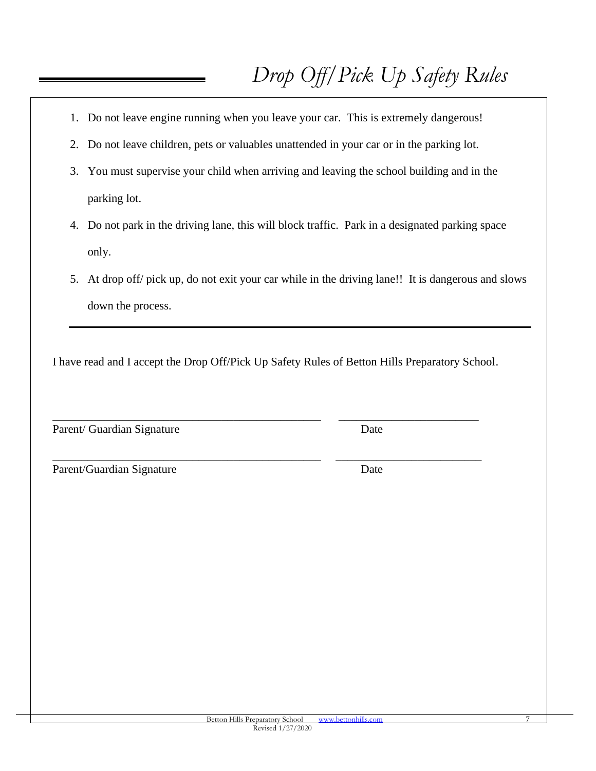# *Drop Off/Pick Up Safety Rules*

1. Do not leave engine running when you leave your car. This is extremely dangerous!
2. Do not leave children, pets or valuables unattended in your car or in the parking lot.
3. You must supervise your child when arriving and leaving the school building and in the parking lot.
4. Do not park in the driving lane, this will block traffic. Park in a designated parking space only.
5. At drop off/ pick up, do not exit your car while in the driving lane!! It is dangerous and slows down the process.

---

I have read and I accept the Drop Off/Pick Up Safety Rules of Betton Hills Preparatory School.

_______________________________________________ ________________________

Parent/ Guardian Signature Date

_______________________________________________ ________________________

Parent/Guardian Signature Date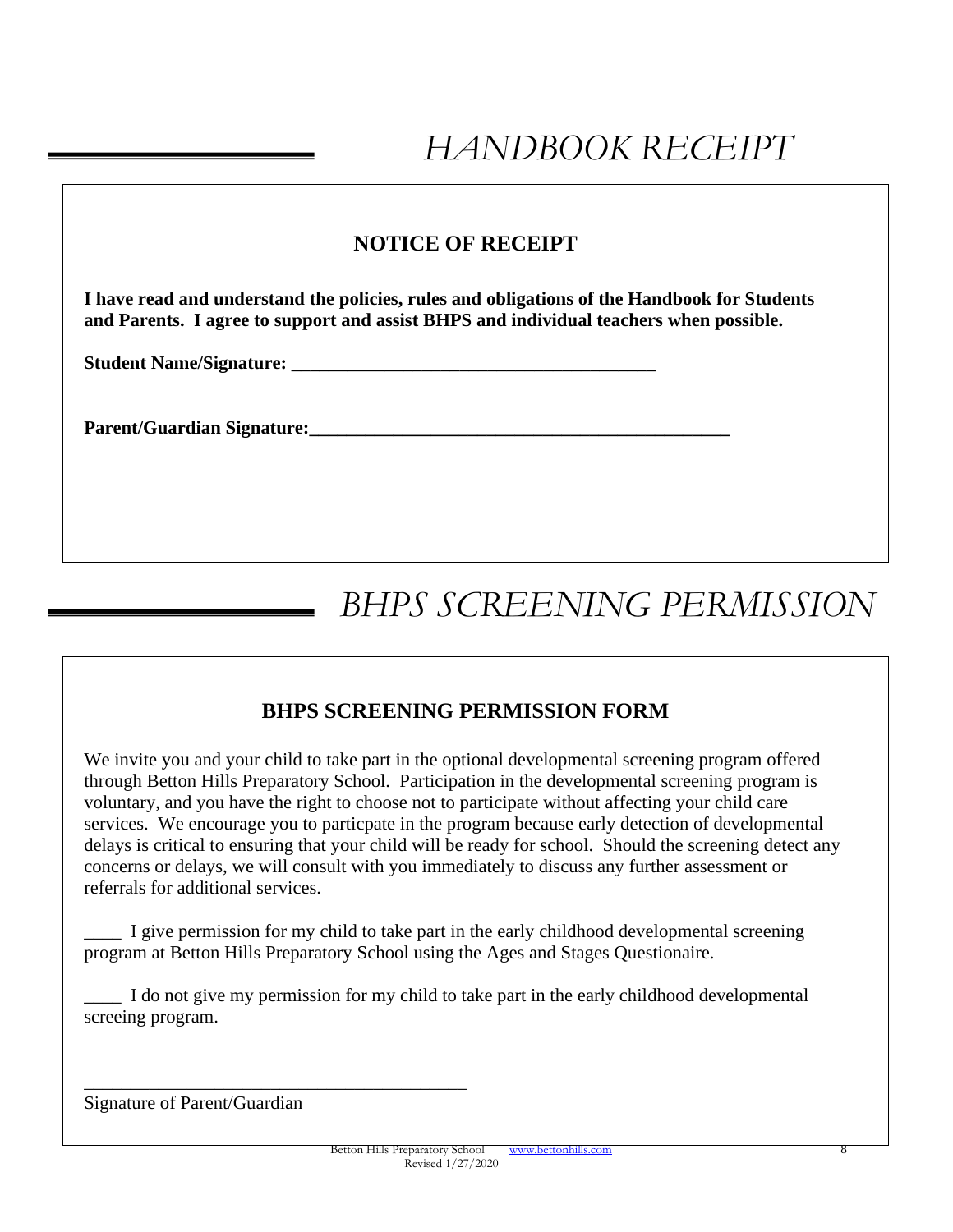# *HANDBOOK RECEIPT*

## NOTICE OF RECEIPT

**I have read and understand the policies, rules and obligations of the Handbook for Students and Parents. I agree to support and assist BHPS and individual teachers when possible.**

**Student Name/Signature: ________________________________________**

**Parent/Guardian Signature:_____________________________________________**

# *BHPS SCREENING PERMISSION*

## BHPS SCREENING PERMISSION FORM

We invite you and your child to take part in the optional developmental screening program offered through Betton Hills Preparatory School. Participation in the developmental screening program is voluntary, and you have the right to choose not to participate without affecting your child care services. We encourage you to particpate in the program because early detection of developmental delays is critical to ensuring that your child will be ready for school. Should the screening detect any concerns or delays, we will consult with you immediately to discuss any further assessment or referrals for additional services.

____ I give permission for my child to take part in the early childhood developmental screening program at Betton Hills Preparatory School using the Ages and Stages Questionaire.

____ I do not give my permission for my child to take part in the early childhood developmental screeing program.

__________________________________________
Signature of Parent/Guardian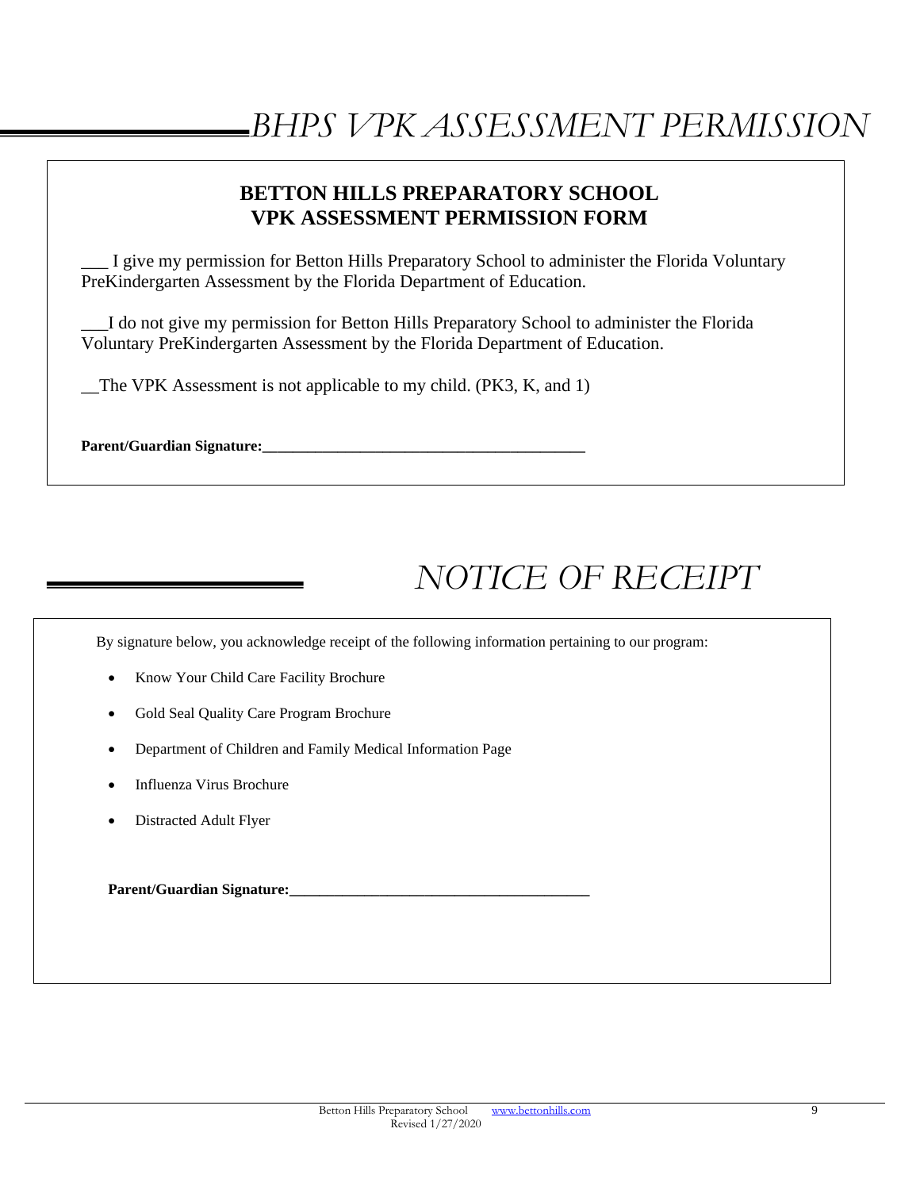# BHPS VPK ASSESSMENT PERMISSION

## BETTON HILLS PREPARATORY SCHOOL
## VPK ASSESSMENT PERMISSION FORM

___ I give my permission for Betton Hills Preparatory School to administer the Florida Voluntary PreKindergarten Assessment by the Florida Department of Education.

___I do not give my permission for Betton Hills Preparatory School to administer the Florida Voluntary PreKindergarten Assessment by the Florida Department of Education.

__The VPK Assessment is not applicable to my child. (PK3, K, and 1)

**Parent/Guardian Signature:___________________________________________**

# NOTICE OF RECEIPT

By signature below, you acknowledge receipt of the following information pertaining to our program:

- Know Your Child Care Facility Brochure
- Gold Seal Quality Care Program Brochure
- Department of Children and Family Medical Information Page
- Influenza Virus Brochure
- Distracted Adult Flyer

**Parent/Guardian Signature:________________________________________**